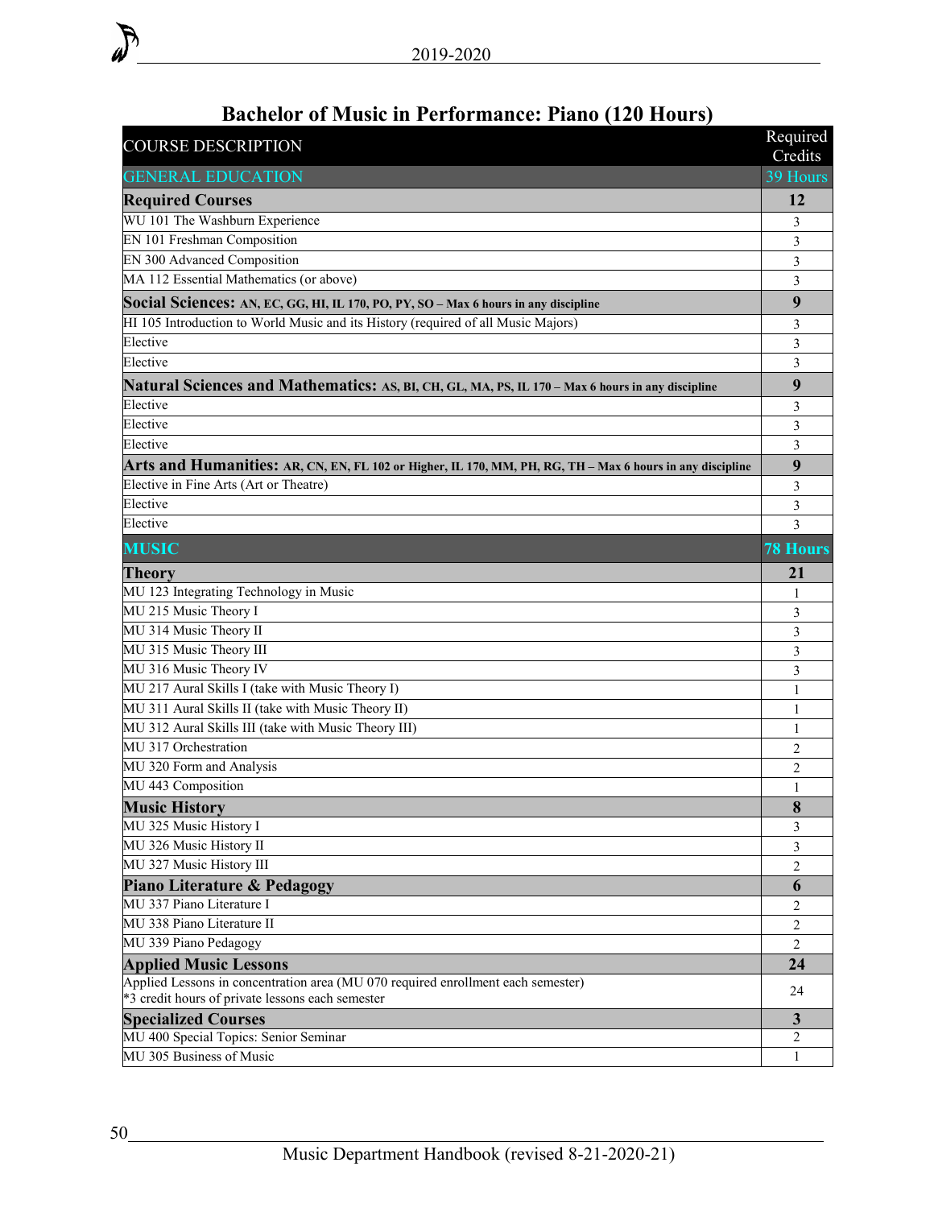# Bachelor of Music in Performance: Piano (120 Hours)

| COURSE DESCRIPTION | Required Credits |
|---|---|
| GENERAL EDUCATION | 39 Hours |
| **Required Courses** | **12** |
| WU 101 The Washburn Experience | 3 |
| EN 101 Freshman Composition | 3 |
| EN 300 Advanced Composition | 3 |
| MA 112 Essential Mathematics (or above) | 3 |
| **Social Sciences: AN, EC, GG, HI, IL 170, PO, PY, SO – Max 6 hours in any discipline** | **9** |
| HI 105 Introduction to World Music and its History (required of all Music Majors) | 3 |
| Elective | 3 |
| Elective | 3 |
| **Natural Sciences and Mathematics: AS, BI, CH, GL, MA, PS, IL 170 – Max 6 hours in any discipline** | **9** |
| Elective | 3 |
| Elective | 3 |
| Elective | 3 |
| **Arts and Humanities: AR, CN, EN, FL 102 or Higher, IL 170, MM, PH, RG, TH – Max 6 hours in any discipline** | **9** |
| Elective in Fine Arts (Art or Theatre) | 3 |
| Elective | 3 |
| Elective | 3 |
| **MUSIC** | **78 Hours** |
| **Theory** | **21** |
| MU 123 Integrating Technology in Music | 1 |
| MU 215 Music Theory I | 3 |
| MU 314 Music Theory II | 3 |
| MU 315 Music Theory III | 3 |
| MU 316 Music Theory IV | 3 |
| MU 217 Aural Skills I (take with Music Theory I) | 1 |
| MU 311 Aural Skills II (take with Music Theory II) | 1 |
| MU 312 Aural Skills III (take with Music Theory III) | 1 |
| MU 317 Orchestration | 2 |
| MU 320 Form and Analysis | 2 |
| MU 443 Composition | 1 |
| **Music History** | **8** |
| MU 325 Music History I | 3 |
| MU 326 Music History II | 3 |
| MU 327 Music History III | 2 |
| **Piano Literature & Pedagogy** | **6** |
| MU 337 Piano Literature I | 2 |
| MU 338 Piano Literature II | 2 |
| MU 339 Piano Pedagogy | 2 |
| **Applied Music Lessons** | **24** |
| Applied Lessons in concentration area (MU 070 required enrollment each semester)<br>*3 credit hours of private lessons each semester | 24 |
| **Specialized Courses** | **3** |
| MU 400 Special Topics: Senior Seminar | 2 |
| MU 305 Business of Music | 1 |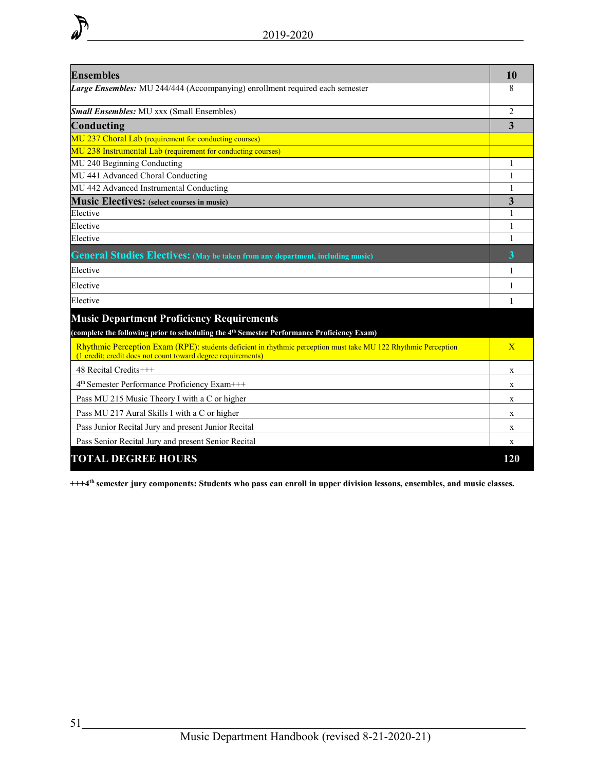| **Ensembles** | **10** |
|---|---|
| ***Large Ensembles:*** MU 244/444 (Accompanying) enrollment required each semester | 8 |
| ***Small Ensembles:*** MU xxx (Small Ensembles) | 2 |
| **Conducting** | **3** |
| MU 237 Choral Lab (requirement for conducting courses) | |
| MU 238 Instrumental Lab (requirement for conducting courses) | |
| MU 240 Beginning Conducting | 1 |
| MU 441 Advanced Choral Conducting | 1 |
| MU 442 Advanced Instrumental Conducting | 1 |
| **Music Electives: (select courses in music)** | **3** |
| Elective | 1 |
| Elective | 1 |
| Elective | 1 |
| **General Studies Electives: (May be taken from any department, including music)** | **3** |
| Elective | 1 |
| Elective | 1 |
| Elective | 1 |
| **Music Department Proficiency Requirements** (complete the following prior to scheduling the 4th Semester Performance Proficiency Exam) | |
| Rhythmic Perception Exam (RPE): students deficient in rhythmic perception must take MU 122 Rhythmic Perception (1 credit; credit does not count toward degree requirements) | X |
| 48 Recital Credits+++ | x |
| 4th Semester Performance Proficiency Exam+++ | x |
| Pass MU 215 Music Theory I with a C or higher | x |
| Pass MU 217 Aural Skills I with a C or higher | x |
| Pass Junior Recital Jury and present Junior Recital | x |
| Pass Senior Recital Jury and present Senior Recital | x |
| **TOTAL DEGREE HOURS** | **120** |

**+++4th semester jury components: Students who pass can enroll in upper division lessons, ensembles, and music classes.**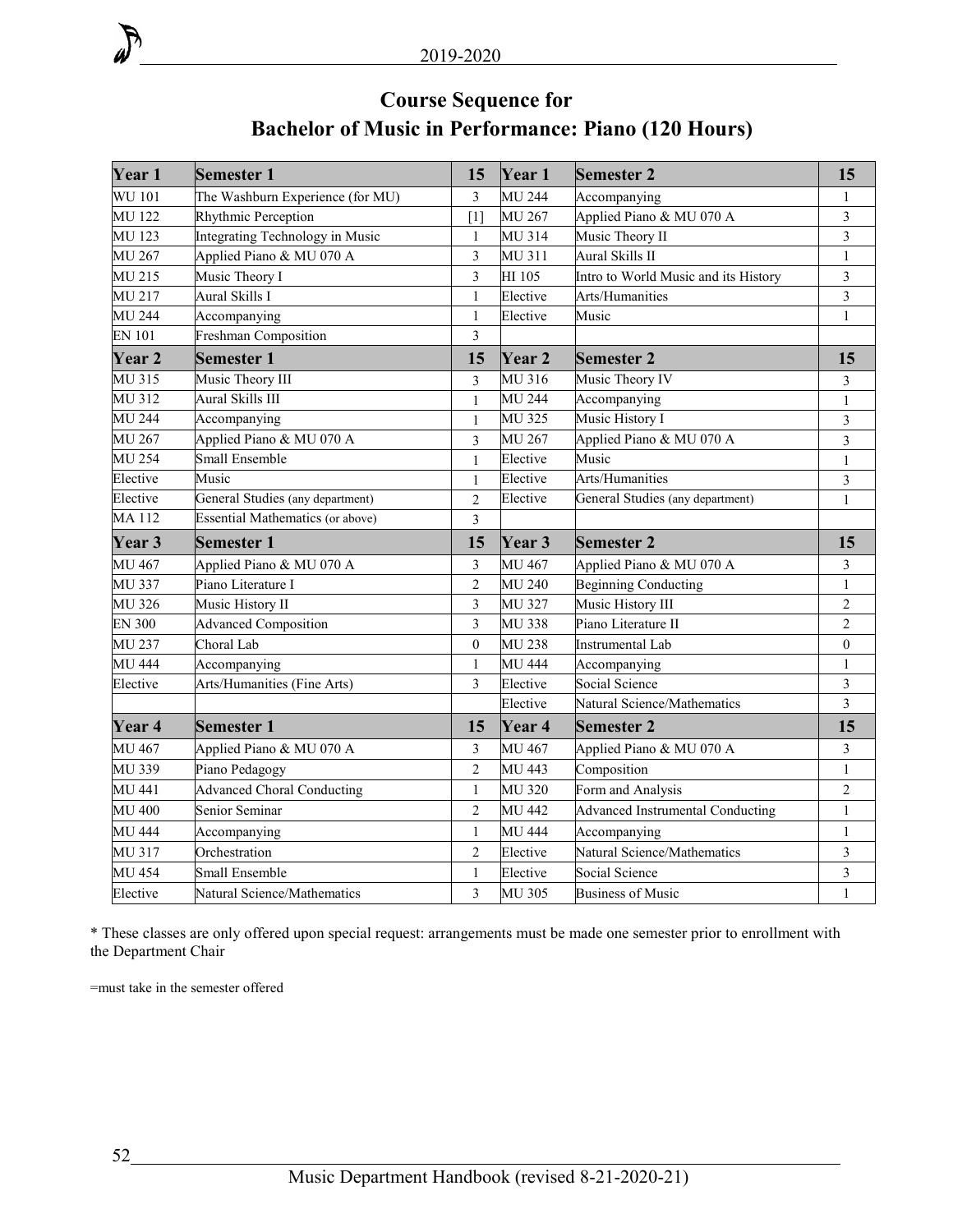# Course Sequence for Bachelor of Music in Performance: Piano (120 Hours)

| Year 1 | Semester 1 | 15 | Year 1 | Semester 2 | 15 |
|---|---|---|---|---|---|
| WU 101 | The Washburn Experience (for MU) | 3 | MU 244 | Accompanying | 1 |
| MU 122 | Rhythmic Perception | [1] | MU 267 | Applied Piano & MU 070 A | 3 |
| MU 123 | Integrating Technology in Music | 1 | MU 314 | Music Theory II | 3 |
| MU 267 | Applied Piano & MU 070 A | 3 | MU 311 | Aural Skills II | 1 |
| MU 215 | Music Theory I | 3 | HI 105 | Intro to World Music and its History | 3 |
| MU 217 | Aural Skills I | 1 | Elective | Arts/Humanities | 3 |
| MU 244 | Accompanying | 1 | Elective | Music | 1 |
| EN 101 | Freshman Composition | 3 | | | |
| **Year 2** | **Semester 1** | **15** | **Year 2** | **Semester 2** | **15** |
| MU 315 | Music Theory III | 3 | MU 316 | Music Theory IV | 3 |
| MU 312 | Aural Skills III | 1 | MU 244 | Accompanying | 1 |
| MU 244 | Accompanying | 1 | MU 325 | Music History I | 3 |
| MU 267 | Applied Piano & MU 070 A | 3 | MU 267 | Applied Piano & MU 070 A | 3 |
| MU 254 | Small Ensemble | 1 | Elective | Music | 1 |
| Elective | Music | 1 | Elective | Arts/Humanities | 3 |
| Elective | General Studies (any department) | 2 | Elective | General Studies (any department) | 1 |
| MA 112 | Essential Mathematics (or above) | 3 | | | |
| **Year 3** | **Semester 1** | **15** | **Year 3** | **Semester 2** | **15** |
| MU 467 | Applied Piano & MU 070 A | 3 | MU 467 | Applied Piano & MU 070 A | 3 |
| MU 337 | Piano Literature I | 2 | MU 240 | Beginning Conducting | 1 |
| MU 326 | Music History II | 3 | MU 327 | Music History III | 2 |
| EN 300 | Advanced Composition | 3 | MU 338 | Piano Literature II | 2 |
| MU 237 | Choral Lab | 0 | MU 238 | Instrumental Lab | 0 |
| MU 444 | Accompanying | 1 | MU 444 | Accompanying | 1 |
| Elective | Arts/Humanities (Fine Arts) | 3 | Elective | Social Science | 3 |
| | | | Elective | Natural Science/Mathematics | 3 |
| **Year 4** | **Semester 1** | **15** | **Year 4** | **Semester 2** | **15** |
| MU 467 | Applied Piano & MU 070 A | 3 | MU 467 | Applied Piano & MU 070 A | 3 |
| MU 339 | Piano Pedagogy | 2 | MU 443 | Composition | 1 |
| MU 441 | Advanced Choral Conducting | 1 | MU 320 | Form and Analysis | 2 |
| MU 400 | Senior Seminar | 2 | MU 442 | Advanced Instrumental Conducting | 1 |
| MU 444 | Accompanying | 1 | MU 444 | Accompanying | 1 |
| MU 317 | Orchestration | 2 | Elective | Natural Science/Mathematics | 3 |
| MU 454 | Small Ensemble | 1 | Elective | Social Science | 3 |
| Elective | Natural Science/Mathematics | 3 | MU 305 | Business of Music | 1 |

* These classes are only offered upon special request: arrangements must be made one semester prior to enrollment with the Department Chair

=must take in the semester offered